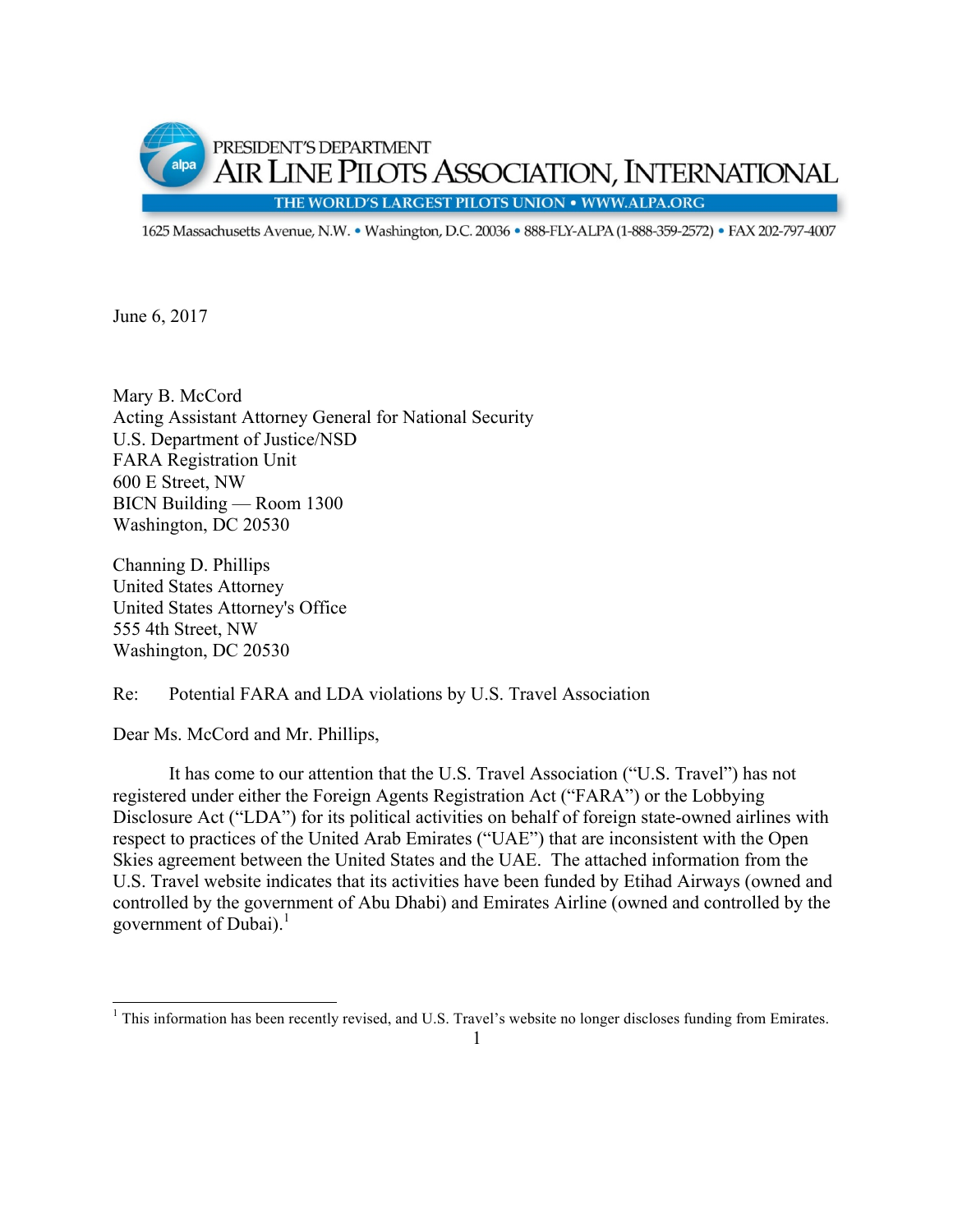PRESIDENT'S DEPARTMENT
**AIR LINE PILOTS ASSOCIATION, INTERNATIONAL**
THE WORLD'S LARGEST PILOTS UNION • WWW.ALPA.ORG

1625 Massachusetts Avenue, N.W. • Washington, D.C. 20036 • 888-FLY-ALPA (1-888-359-2572) • FAX 202-797-4007

June 6, 2017

Mary B. McCord
Acting Assistant Attorney General for National Security
U.S. Department of Justice/NSD
FARA Registration Unit
600 E Street, NW
BICN Building — Room 1300
Washington, DC 20530

Channing D. Phillips
United States Attorney
United States Attorney's Office
555 4th Street, NW
Washington, DC 20530

Re: Potential FARA and LDA violations by U.S. Travel Association

Dear Ms. McCord and Mr. Phillips,

It has come to our attention that the U.S. Travel Association ("U.S. Travel") has not registered under either the Foreign Agents Registration Act ("FARA") or the Lobbying Disclosure Act ("LDA") for its political activities on behalf of foreign state-owned airlines with respect to practices of the United Arab Emirates ("UAE") that are inconsistent with the Open Skies agreement between the United States and the UAE. The attached information from the U.S. Travel website indicates that its activities have been funded by Etihad Airways (owned and controlled by the government of Abu Dhabi) and Emirates Airline (owned and controlled by the government of Dubai).[1]

[1] This information has been recently revised, and U.S. Travel's website no longer discloses funding from Emirates.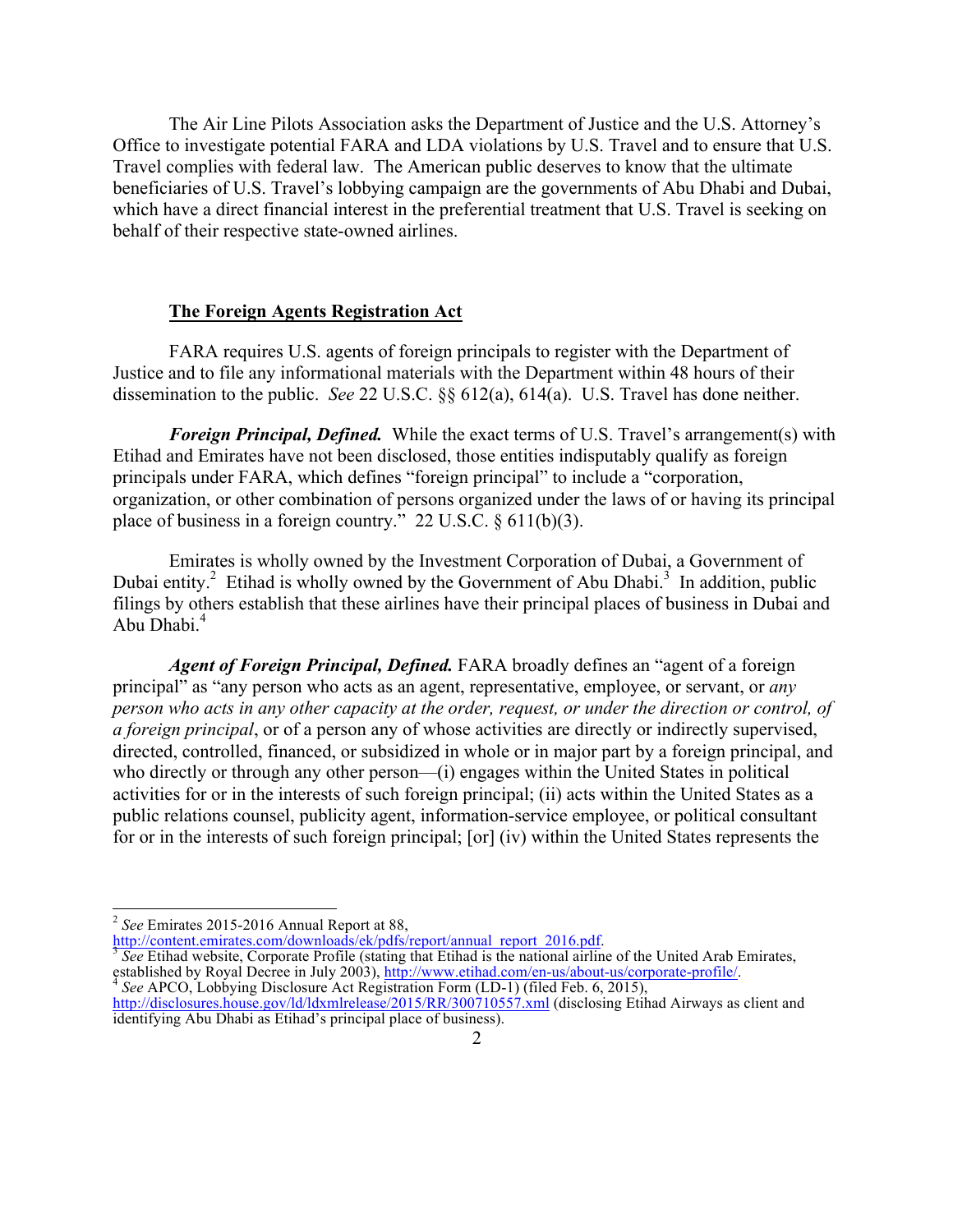The Air Line Pilots Association asks the Department of Justice and the U.S. Attorney's Office to investigate potential FARA and LDA violations by U.S. Travel and to ensure that U.S. Travel complies with federal law. The American public deserves to know that the ultimate beneficiaries of U.S. Travel's lobbying campaign are the governments of Abu Dhabi and Dubai, which have a direct financial interest in the preferential treatment that U.S. Travel is seeking on behalf of their respective state-owned airlines.

## <u>The Foreign Agents Registration Act</u>

FARA requires U.S. agents of foreign principals to register with the Department of Justice and to file any informational materials with the Department within 48 hours of their dissemination to the public. *See* 22 U.S.C. §§ 612(a), 614(a). U.S. Travel has done neither.

***Foreign Principal, Defined.*** While the exact terms of U.S. Travel's arrangement(s) with Etihad and Emirates have not been disclosed, those entities indisputably qualify as foreign principals under FARA, which defines "foreign principal" to include a "corporation, organization, or other combination of persons organized under the laws of or having its principal place of business in a foreign country." 22 U.S.C. § 611(b)(3).

Emirates is wholly owned by the Investment Corporation of Dubai, a Government of Dubai entity.[2] Etihad is wholly owned by the Government of Abu Dhabi.[3] In addition, public filings by others establish that these airlines have their principal places of business in Dubai and Abu Dhabi.[4]

***Agent of Foreign Principal, Defined.*** FARA broadly defines an "agent of a foreign principal" as "any person who acts as an agent, representative, employee, or servant, or *any person who acts in any other capacity at the order, request, or under the direction or control, of a foreign principal*, or of a person any of whose activities are directly or indirectly supervised, directed, controlled, financed, or subsidized in whole or in major part by a foreign principal, and who directly or through any other person—(i) engages within the United States in political activities for or in the interests of such foreign principal; (ii) acts within the United States as a public relations counsel, publicity agent, information-service employee, or political consultant for or in the interests of such foreign principal; [or] (iv) within the United States represents the

---

[2] *See* Emirates 2015-2016 Annual Report at 88, http://content.emirates.com/downloads/ek/pdfs/report/annual_report_2016.pdf.

[3] *See* Etihad website, Corporate Profile (stating that Etihad is the national airline of the United Arab Emirates, established by Royal Decree in July 2003), http://www.etihad.com/en-us/about-us/corporate-profile/.

[4] *See* APCO, Lobbying Disclosure Act Registration Form (LD-1) (filed Feb. 6, 2015), http://disclosures.house.gov/ld/ldxmlrelease/2015/RR/300710557.xml (disclosing Etihad Airways as client and identifying Abu Dhabi as Etihad's principal place of business).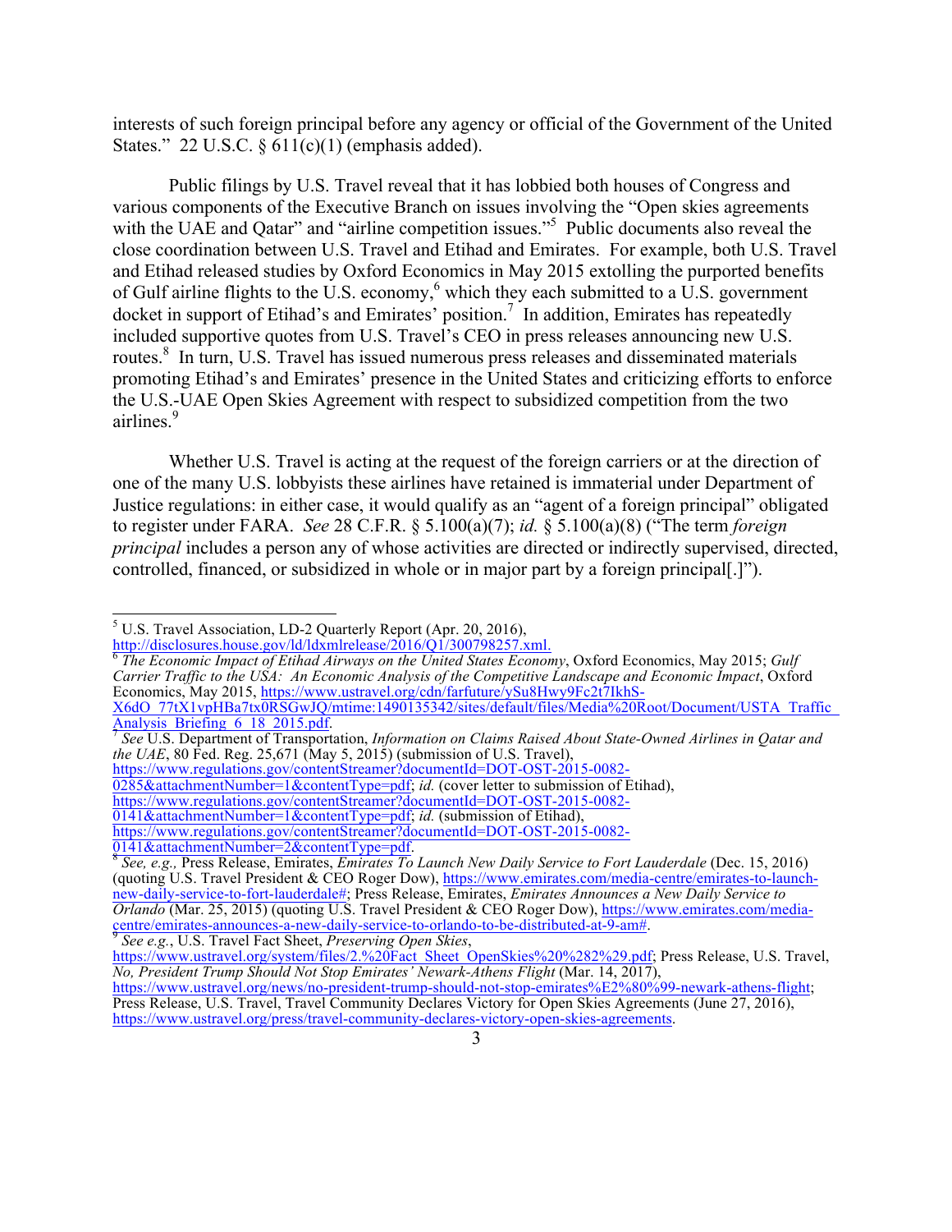interests of such foreign principal before any agency or official of the Government of the United States." 22 U.S.C. § 611(c)(1) (emphasis added).

Public filings by U.S. Travel reveal that it has lobbied both houses of Congress and various components of the Executive Branch on issues involving the "Open skies agreements with the UAE and Qatar" and "airline competition issues."[5] Public documents also reveal the close coordination between U.S. Travel and Etihad and Emirates. For example, both U.S. Travel and Etihad released studies by Oxford Economics in May 2015 extolling the purported benefits of Gulf airline flights to the U.S. economy,[6] which they each submitted to a U.S. government docket in support of Etihad's and Emirates' position.[7] In addition, Emirates has repeatedly included supportive quotes from U.S. Travel's CEO in press releases announcing new U.S. routes.[8] In turn, U.S. Travel has issued numerous press releases and disseminated materials promoting Etihad's and Emirates' presence in the United States and criticizing efforts to enforce the U.S.-UAE Open Skies Agreement with respect to subsidized competition from the two airlines.[9]

Whether U.S. Travel is acting at the request of the foreign carriers or at the direction of one of the many U.S. lobbyists these airlines have retained is immaterial under Department of Justice regulations: in either case, it would qualify as an "agent of a foreign principal" obligated to register under FARA. *See* 28 C.F.R. § 5.100(a)(7); *id.* § 5.100(a)(8) ("The term *foreign principal* includes a person any of whose activities are directed or indirectly supervised, directed, controlled, financed, or subsidized in whole or in major part by a foreign principal[.]").

---

[5] U.S. Travel Association, LD-2 Quarterly Report (Apr. 20, 2016), http://disclosures.house.gov/ld/ldxmlrelease/2016/Q1/300798257.xml.

[6] *The Economic Impact of Etihad Airways on the United States Economy*, Oxford Economics, May 2015; *Gulf Carrier Traffic to the USA: An Economic Analysis of the Competitive Landscape and Economic Impact*, Oxford Economics, May 2015, https://www.ustravel.org/cdn/farfuture/ySu8Hwy9Fc2t7IkhS-X6dO_77tX1vpHBa7tx0RSGwJQ/mtime:1490135342/sites/default/files/Media%20Root/Document/USTA_Traffic_Analysis_Briefing_6_18_2015.pdf.

[7] *See* U.S. Department of Transportation, *Information on Claims Raised About State-Owned Airlines in Qatar and the UAE*, 80 Fed. Reg. 25,671 (May 5, 2015) (submission of U.S. Travel), https://www.regulations.gov/contentStreamer?documentId=DOT-OST-2015-0082-0285&attachmentNumber=1&contentType=pdf; *id.* (cover letter to submission of Etihad), https://www.regulations.gov/contentStreamer?documentId=DOT-OST-2015-0082-0141&attachmentNumber=1&contentType=pdf; *id.* (submission of Etihad), https://www.regulations.gov/contentStreamer?documentId=DOT-OST-2015-0082-0141&attachmentNumber=2&contentType=pdf.

[8] *See, e.g.,* Press Release, Emirates, *Emirates To Launch New Daily Service to Fort Lauderdale* (Dec. 15, 2016) (quoting U.S. Travel President & CEO Roger Dow), https://www.emirates.com/media-centre/emirates-to-launch-new-daily-service-to-fort-lauderdale#; Press Release, Emirates, *Emirates Announces a New Daily Service to Orlando* (Mar. 25, 2015) (quoting U.S. Travel President & CEO Roger Dow), https://www.emirates.com/media-centre/emirates-announces-a-new-daily-service-to-orlando-to-be-distributed-at-9-am#.

[9] *See e.g.*, U.S. Travel Fact Sheet, *Preserving Open Skies*, https://www.ustravel.org/system/files/2.%20Fact_Sheet_OpenSkies%20%282%29.pdf; Press Release, U.S. Travel, *No, President Trump Should Not Stop Emirates' Newark-Athens Flight* (Mar. 14, 2017), https://www.ustravel.org/news/no-president-trump-should-not-stop-emirates%E2%80%99-newark-athens-flight; Press Release, U.S. Travel, Travel Community Declares Victory for Open Skies Agreements (June 27, 2016), https://www.ustravel.org/press/travel-community-declares-victory-open-skies-agreements.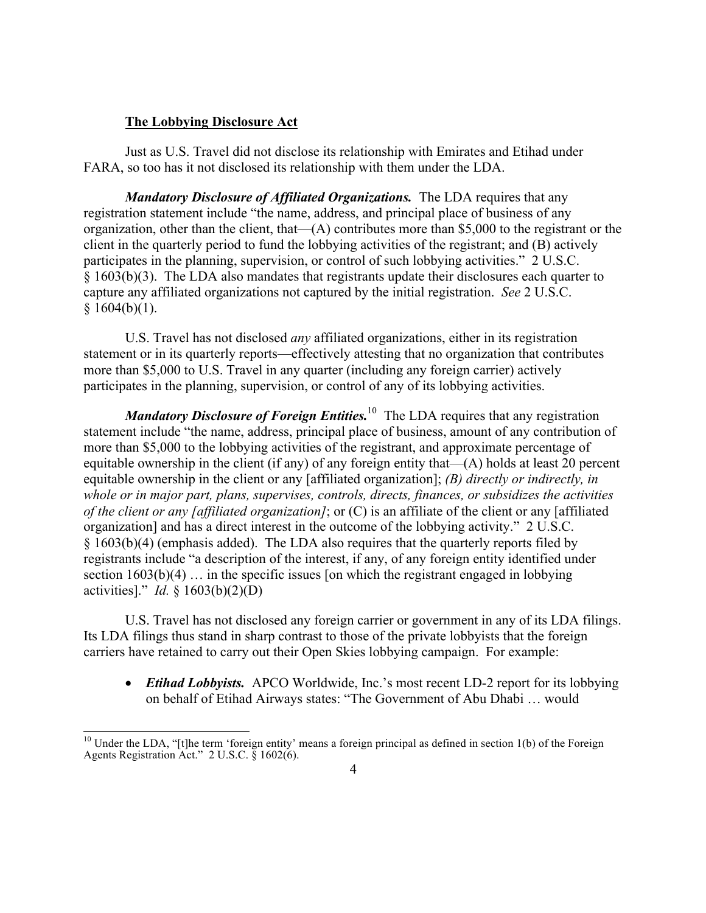**The Lobbying Disclosure Act**

Just as U.S. Travel did not disclose its relationship with Emirates and Etihad under FARA, so too has it not disclosed its relationship with them under the LDA.

***Mandatory Disclosure of Affiliated Organizations.*** The LDA requires that any registration statement include "the name, address, and principal place of business of any organization, other than the client, that—(A) contributes more than $5,000 to the registrant or the client in the quarterly period to fund the lobbying activities of the registrant; and (B) actively participates in the planning, supervision, or control of such lobbying activities." 2 U.S.C. § 1603(b)(3). The LDA also mandates that registrants update their disclosures each quarter to capture any affiliated organizations not captured by the initial registration. *See* 2 U.S.C. § 1604(b)(1).

U.S. Travel has not disclosed *any* affiliated organizations, either in its registration statement or in its quarterly reports—effectively attesting that no organization that contributes more than $5,000 to U.S. Travel in any quarter (including any foreign carrier) actively participates in the planning, supervision, or control of any of its lobbying activities.

***Mandatory Disclosure of Foreign Entities.***[10] The LDA requires that any registration statement include "the name, address, principal place of business, amount of any contribution of more than $5,000 to the lobbying activities of the registrant, and approximate percentage of equitable ownership in the client (if any) of any foreign entity that—(A) holds at least 20 percent equitable ownership in the client or any [affiliated organization]; *(B) directly or indirectly, in whole or in major part, plans, supervises, controls, directs, finances, or subsidizes the activities of the client or any [affiliated organization]*; or (C) is an affiliate of the client or any [affiliated organization] and has a direct interest in the outcome of the lobbying activity." 2 U.S.C. § 1603(b)(4) (emphasis added). The LDA also requires that the quarterly reports filed by registrants include "a description of the interest, if any, of any foreign entity identified under section 1603(b)(4) … in the specific issues [on which the registrant engaged in lobbying activities]." *Id.* § 1603(b)(2)(D)

U.S. Travel has not disclosed any foreign carrier or government in any of its LDA filings. Its LDA filings thus stand in sharp contrast to those of the private lobbyists that the foreign carriers have retained to carry out their Open Skies lobbying campaign. For example:

- ***Etihad Lobbyists.*** APCO Worldwide, Inc.'s most recent LD-2 report for its lobbying on behalf of Etihad Airways states: "The Government of Abu Dhabi … would

[10] Under the LDA, "[t]he term 'foreign entity' means a foreign principal as defined in section 1(b) of the Foreign Agents Registration Act." 2 U.S.C. § 1602(6).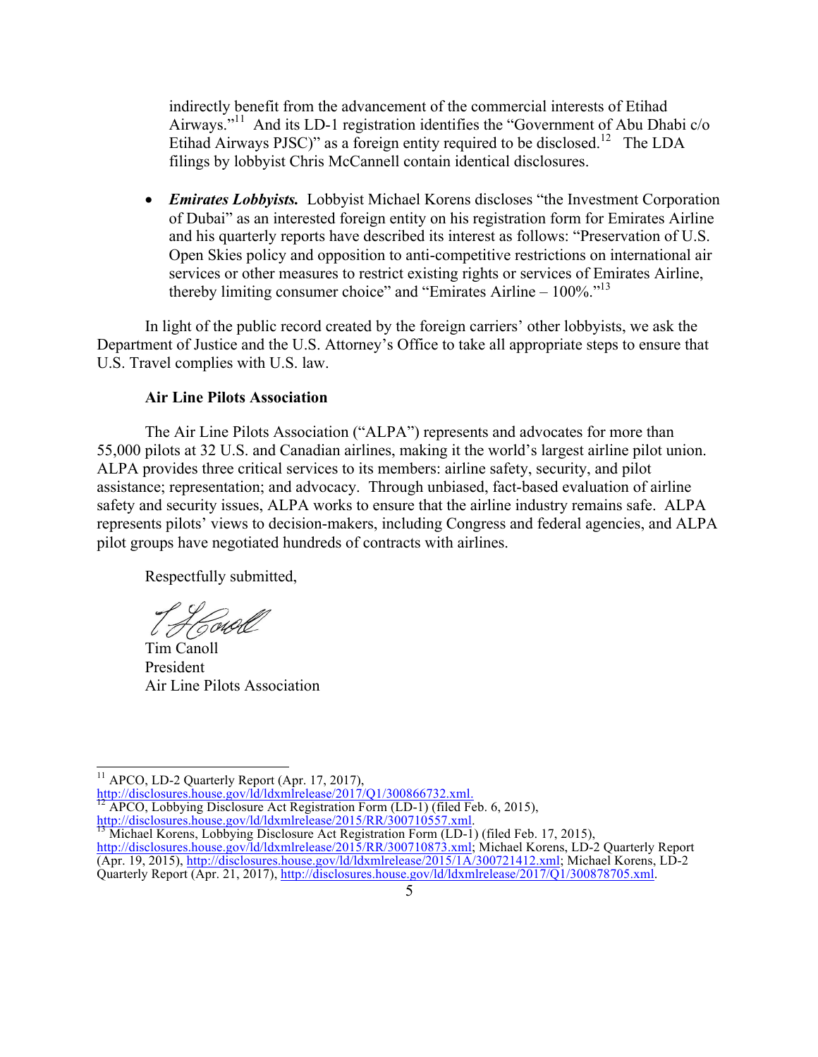indirectly benefit from the advancement of the commercial interests of Etihad Airways."[11] And its LD-1 registration identifies the "Government of Abu Dhabi c/o Etihad Airways PJSC)" as a foreign entity required to be disclosed.[12] The LDA filings by lobbyist Chris McCannell contain identical disclosures.

- ***Emirates Lobbyists.*** Lobbyist Michael Korens discloses "the Investment Corporation of Dubai" as an interested foreign entity on his registration form for Emirates Airline and his quarterly reports have described its interest as follows: "Preservation of U.S. Open Skies policy and opposition to anti-competitive restrictions on international air services or other measures to restrict existing rights or services of Emirates Airline, thereby limiting consumer choice" and "Emirates Airline – 100%."[13]

In light of the public record created by the foreign carriers' other lobbyists, we ask the Department of Justice and the U.S. Attorney's Office to take all appropriate steps to ensure that U.S. Travel complies with U.S. law.

**Air Line Pilots Association**

The Air Line Pilots Association ("ALPA") represents and advocates for more than 55,000 pilots at 32 U.S. and Canadian airlines, making it the world's largest airline pilot union. ALPA provides three critical services to its members: airline safety, security, and pilot assistance; representation; and advocacy. Through unbiased, fact-based evaluation of airline safety and security issues, ALPA works to ensure that the airline industry remains safe. ALPA represents pilots' views to decision-makers, including Congress and federal agencies, and ALPA pilot groups have negotiated hundreds of contracts with airlines.

Respectfully submitted,

Tim Canoll
President
Air Line Pilots Association

---

[11] APCO, LD-2 Quarterly Report (Apr. 17, 2017), http://disclosures.house.gov/ld/ldxmlrelease/2017/Q1/300866732.xml.

[12] APCO, Lobbying Disclosure Act Registration Form (LD-1) (filed Feb. 6, 2015), http://disclosures.house.gov/ld/ldxmlrelease/2015/RR/300710557.xml.

[13] Michael Korens, Lobbying Disclosure Act Registration Form (LD-1) (filed Feb. 17, 2015), http://disclosures.house.gov/ld/ldxmlrelease/2015/RR/300710873.xml; Michael Korens, LD-2 Quarterly Report (Apr. 19, 2015), http://disclosures.house.gov/ld/ldxmlrelease/2015/1A/300721412.xml; Michael Korens, LD-2 Quarterly Report (Apr. 21, 2017), http://disclosures.house.gov/ld/ldxmlrelease/2017/Q1/300878705.xml.